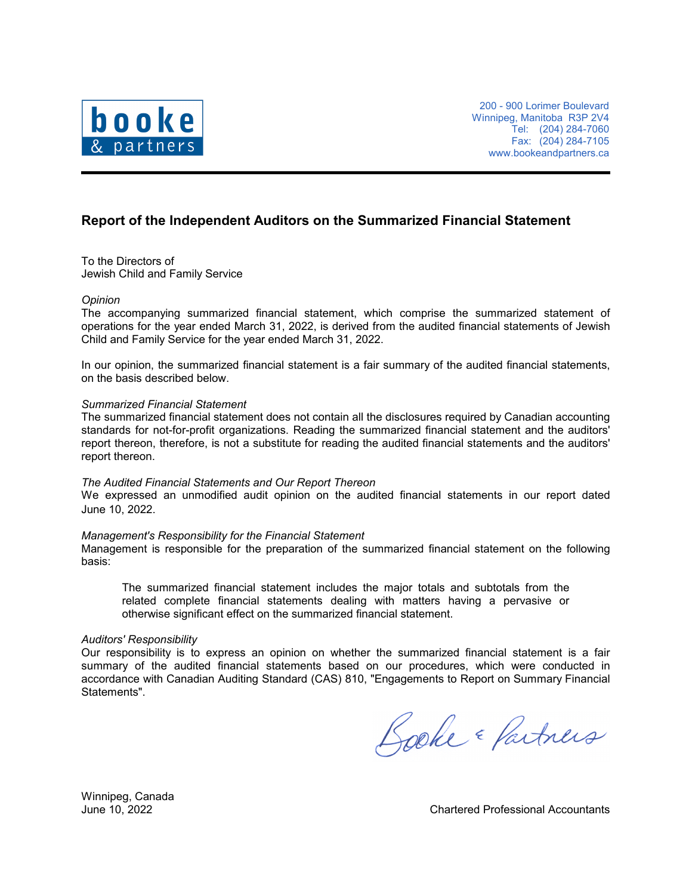booke & partners

200 - 900 Lorimer Boulevard
Winnipeg, Manitoba R3P 2V4
Tel: (204) 284-7060
Fax: (204) 284-7105
www.bookeandpartners.ca

## Report of the Independent Auditors on the Summarized Financial Statement

To the Directors of
Jewish Child and Family Service

*Opinion*
The accompanying summarized financial statement, which comprise the summarized statement of operations for the year ended March 31, 2022, is derived from the audited financial statements of Jewish Child and Family Service for the year ended March 31, 2022.

In our opinion, the summarized financial statement is a fair summary of the audited financial statements, on the basis described below.

*Summarized Financial Statement*
The summarized financial statement does not contain all the disclosures required by Canadian accounting standards for not-for-profit organizations. Reading the summarized financial statement and the auditors' report thereon, therefore, is not a substitute for reading the audited financial statements and the auditors' report thereon.

*The Audited Financial Statements and Our Report Thereon*
We expressed an unmodified audit opinion on the audited financial statements in our report dated June 10, 2022.

*Management's Responsibility for the Financial Statement*
Management is responsible for the preparation of the summarized financial statement on the following basis:

> The summarized financial statement includes the major totals and subtotals from the related complete financial statements dealing with matters having a pervasive or otherwise significant effect on the summarized financial statement.

*Auditors' Responsibility*
Our responsibility is to express an opinion on whether the summarized financial statement is a fair summary of the audited financial statements based on our procedures, which were conducted in accordance with Canadian Auditing Standard (CAS) 810, "Engagements to Report on Summary Financial Statements".

Booke & Partners

Winnipeg, Canada
June 10, 2022

Chartered Professional Accountants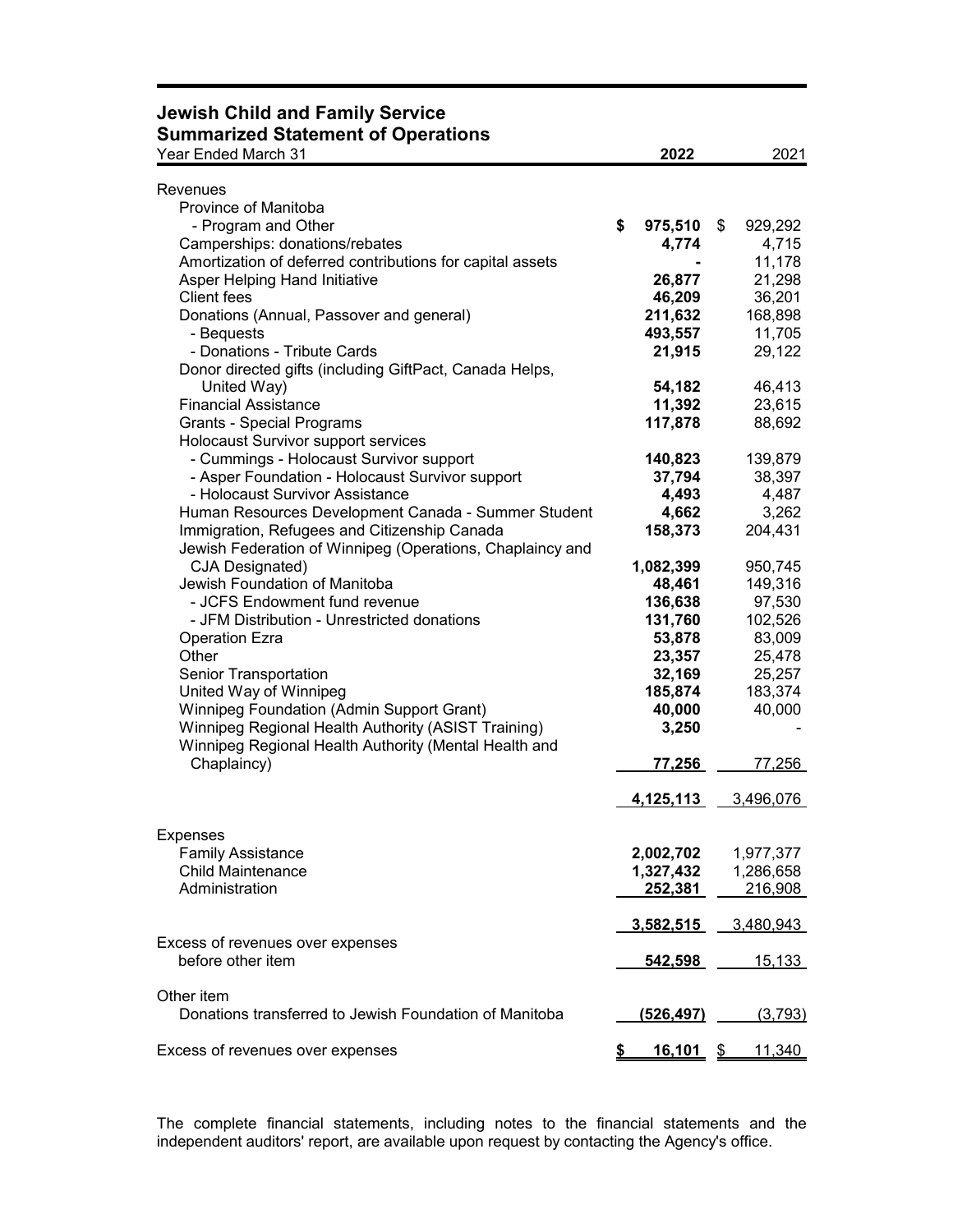# Jewish Child and Family Service
## Summarized Statement of Operations

| Year Ended March 31 | 2022 | 2021 |
|---|---|---|
| **Revenues** | | |
| Province of Manitoba | | |
| - Program and Other | $ 975,510 | $ 929,292 |
| Camperships: donations/rebates | 4,774 | 4,715 |
| Amortization of deferred contributions for capital assets | - | 11,178 |
| Asper Helping Hand Initiative | 26,877 | 21,298 |
| Client fees | 46,209 | 36,201 |
| Donations (Annual, Passover and general) | 211,632 | 168,898 |
| - Bequests | 493,557 | 11,705 |
| - Donations - Tribute Cards | 21,915 | 29,122 |
| Donor directed gifts (including GiftPact, Canada Helps, United Way) | 54,182 | 46,413 |
| Financial Assistance | 11,392 | 23,615 |
| Grants - Special Programs | 117,878 | 88,692 |
| Holocaust Survivor support services | | |
| - Cummings - Holocaust Survivor support | 140,823 | 139,879 |
| - Asper Foundation - Holocaust Survivor support | 37,794 | 38,397 |
| - Holocaust Survivor Assistance | 4,493 | 4,487 |
| Human Resources Development Canada - Summer Student | 4,662 | 3,262 |
| Immigration, Refugees and Citizenship Canada | 158,373 | 204,431 |
| Jewish Federation of Winnipeg (Operations, Chaplaincy and CJA Designated) | 1,082,399 | 950,745 |
| Jewish Foundation of Manitoba | 48,461 | 149,316 |
| - JCFS Endowment fund revenue | 136,638 | 97,530 |
| - JFM Distribution - Unrestricted donations | 131,760 | 102,526 |
| Operation Ezra | 53,878 | 83,009 |
| Other | 23,357 | 25,478 |
| Senior Transportation | 32,169 | 25,257 |
| United Way of Winnipeg | 185,874 | 183,374 |
| Winnipeg Foundation (Admin Support Grant) | 40,000 | 40,000 |
| Winnipeg Regional Health Authority (ASIST Training) | 3,250 | - |
| Winnipeg Regional Health Authority (Mental Health and Chaplaincy) | 77,256 | 77,256 |
| | 4,125,113 | 3,496,076 |
| **Expenses** | | |
| Family Assistance | 2,002,702 | 1,977,377 |
| Child Maintenance | 1,327,432 | 1,286,658 |
| Administration | 252,381 | 216,908 |
| | 3,582,515 | 3,480,943 |
| Excess of revenues over expenses before other item | 542,598 | 15,133 |
| **Other item** | | |
| Donations transferred to Jewish Foundation of Manitoba | (526,497) | (3,793) |
| Excess of revenues over expenses | $ 16,101 | $ 11,340 |

The complete financial statements, including notes to the financial statements and the independent auditors' report, are available upon request by contacting the Agency's office.